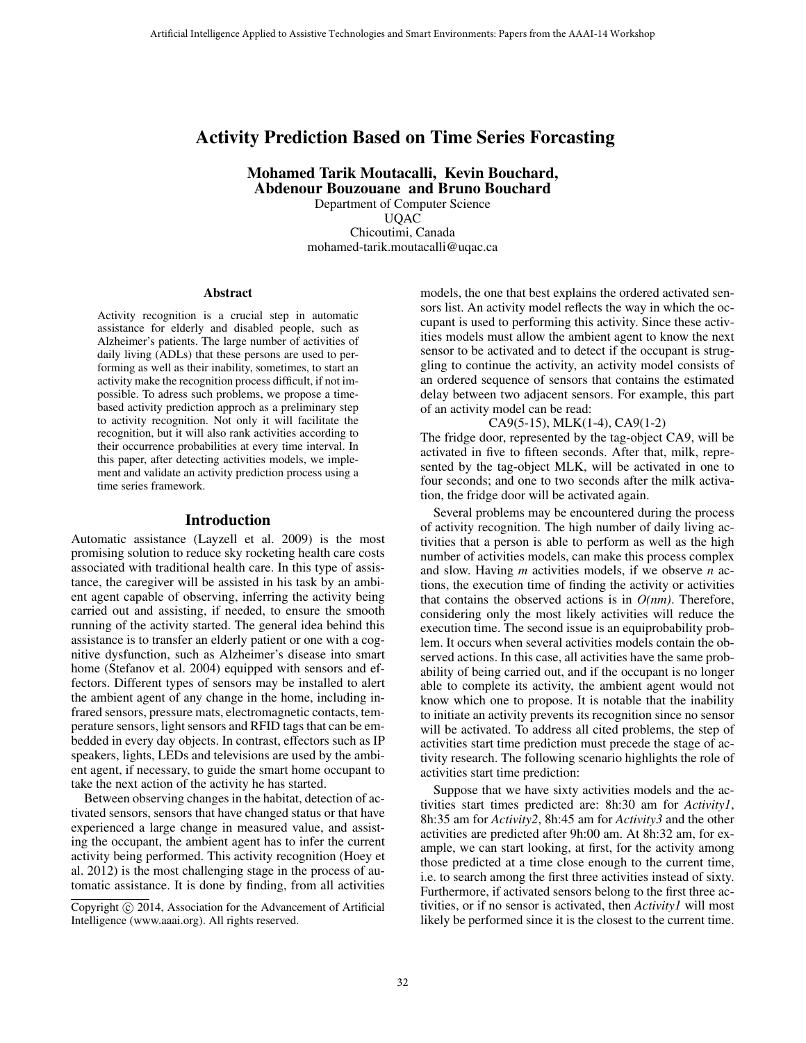# Activity Prediction Based on Time Series Forcasting

**Mohamed Tarik Moutacalli, Kevin Bouchard, Abdenour Bouzouane and Bruno Bouchard**

Department of Computer Science
UQAC
Chicoutimi, Canada
mohamed-tarik.moutacalli@uqac.ca

## Abstract

Activity recognition is a crucial step in automatic assistance for elderly and disabled people, such as Alzheimer's patients. The large number of activities of daily living (ADLs) that these persons are used to performing as well as their inability, sometimes, to start an activity make the recognition process difficult, if not impossible. To adress such problems, we propose a time-based activity prediction approch as a preliminary step to activity recognition. Not only it will facilitate the recognition, but it will also rank activities according to their occurrence probabilities at every time interval. In this paper, after detecting activities models, we implement and validate an activity prediction process using a time series framework.

## Introduction

Automatic assistance (Layzell et al. 2009) is the most promising solution to reduce sky rocketing health care costs associated with traditional health care. In this type of assistance, the caregiver will be assisted in his task by an ambient agent capable of observing, inferring the activity being carried out and assisting, if needed, to ensure the smooth running of the activity started. The general idea behind this assistance is to transfer an elderly patient or one with a cognitive dysfunction, such as Alzheimer's disease into smart home (Stefanov et al. 2004) equipped with sensors and effectors. Different types of sensors may be installed to alert the ambient agent of any change in the home, including infrared sensors, pressure mats, electromagnetic contacts, temperature sensors, light sensors and RFID tags that can be embedded in every day objects. In contrast, effectors such as IP speakers, lights, LEDs and televisions are used by the ambient agent, if necessary, to guide the smart home occupant to take the next action of the activity he has started.

Between observing changes in the habitat, detection of activated sensors, sensors that have changed status or that have experienced a large change in measured value, and assisting the occupant, the ambient agent has to infer the current activity being performed. This activity recognition (Hoey et al. 2012) is the most challenging stage in the process of automatic assistance. It is done by finding, from all activities models, the one that best explains the ordered activated sensors list. An activity model reflects the way in which the occupant is used to performing this activity. Since these activities models must allow the ambient agent to know the next sensor to be activated and to detect if the occupant is struggling to continue the activity, an activity model consists of an ordered sequence of sensors that contains the estimated delay between two adjacent sensors. For example, this part of an activity model can be read:

CA9(5-15), MLK(1-4), CA9(1-2)

The fridge door, represented by the tag-object CA9, will be activated in five to fifteen seconds. After that, milk, represented by the tag-object MLK, will be activated in one to four seconds; and one to two seconds after the milk activation, the fridge door will be activated again.

Several problems may be encountered during the process of activity recognition. The high number of daily living activities that a person is able to perform as well as the high number of activities models, can make this process complex and slow. Having *m* activities models, if we observe *n* actions, the execution time of finding the activity or activities that contains the observed actions is in *O(nm)*. Therefore, considering only the most likely activities will reduce the execution time. The second issue is an equiprobability problem. It occurs when several activities models contain the observed actions. In this case, all activities have the same probability of being carried out, and if the occupant is no longer able to complete its activity, the ambient agent would not know which one to propose. It is notable that the inability to initiate an activity prevents its recognition since no sensor will be activated. To address all cited problems, the step of activities start time prediction must precede the stage of activity research. The following scenario highlights the role of activities start time prediction:

Suppose that we have sixty activities models and the activities start times predicted are: 8h:30 am for *Activity1*, 8h:35 am for *Activity2*, 8h:45 am for *Activity3* and the other activities are predicted after 9h:00 am. At 8h:32 am, for example, we can start looking, at first, for the activity among those predicted at a time close enough to the current time, i.e. to search among the first three activities instead of sixty. Furthermore, if activated sensors belong to the first three activities, or if no sensor is activated, then *Activity1* will most likely be performed since it is the closest to the current time.

Copyright © 2014, Association for the Advancement of Artificial Intelligence (www.aaai.org). All rights reserved.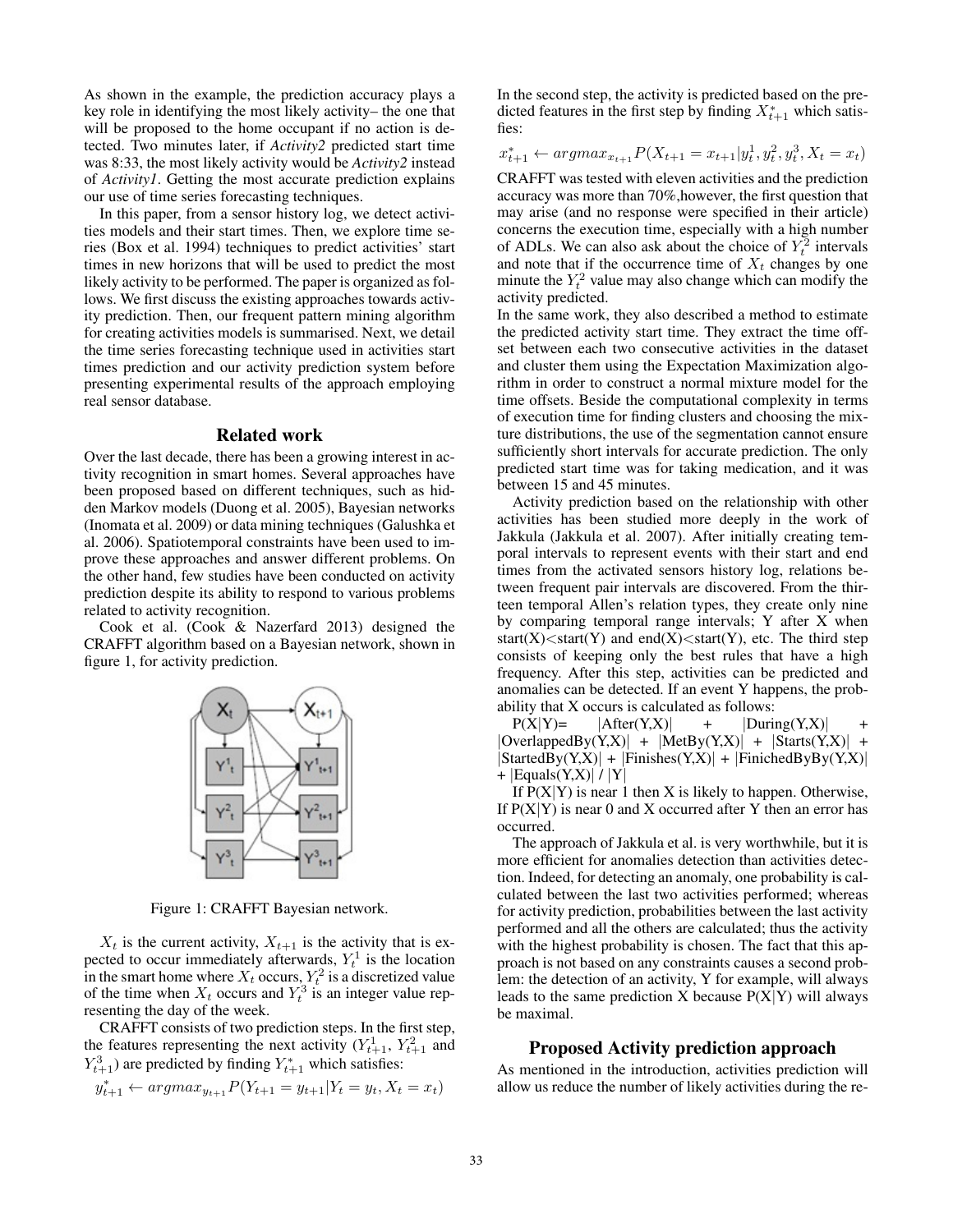As shown in the example, the prediction accuracy plays a key role in identifying the most likely activity– the one that will be proposed to the home occupant if no action is detected. Two minutes later, if *Activity2* predicted start time was 8:33, the most likely activity would be *Activity2* instead of *Activity1*. Getting the most accurate prediction explains our use of time series forecasting techniques.

In this paper, from a sensor history log, we detect activities models and their start times. Then, we explore time series (Box et al. 1994) techniques to predict activities' start times in new horizons that will be used to predict the most likely activity to be performed. The paper is organized as follows. We first discuss the existing approaches towards activity prediction. Then, our frequent pattern mining algorithm for creating activities models is summarised. Next, we detail the time series forecasting technique used in activities start times prediction and our activity prediction system before presenting experimental results of the approach employing real sensor database.

## Related work

Over the last decade, there has been a growing interest in activity recognition in smart homes. Several approaches have been proposed based on different techniques, such as hidden Markov models (Duong et al. 2005), Bayesian networks (Inomata et al. 2009) or data mining techniques (Galushka et al. 2006). Spatiotemporal constraints have been used to improve these approaches and answer different problems. On the other hand, few studies have been conducted on activity prediction despite its ability to respond to various problems related to activity recognition.

Cook et al. (Cook & Nazerfard 2013) designed the CRAFFT algorithm based on a Bayesian network, shown in figure 1, for activity prediction.

Figure 1: CRAFFT Bayesian network.

$X_t$ is the current activity, $X_{t+1}$ is the activity that is expected to occur immediately afterwards, $Y_t^1$ is the location in the smart home where $X_t$ occurs, $Y_t^2$ is a discretized value of the time when $X_t$ occurs and $Y_t^3$ is an integer value representing the day of the week.

CRAFFT consists of two prediction steps. In the first step, the features representing the next activity ($Y_{t+1}^1$, $Y_{t+1}^2$ and $Y_{t+1}^3$) are predicted by finding $Y_{t+1}^*$ which satisfies:

$$y_{t+1}^* \leftarrow argmax_{y_{t+1}} P(Y_{t+1} = y_{t+1} | Y_t = y_t, X_t = x_t)$$

In the second step, the activity is predicted based on the predicted features in the first step by finding $X_{t+1}^*$ which satisfies:

$$x_{t+1}^* \leftarrow argmax_{x_{t+1}} P(X_{t+1} = x_{t+1} | y_t^1, y_t^2, y_t^3, X_t = x_t)$$

CRAFFT was tested with eleven activities and the prediction accuracy was more than 70%,however, the first question that may arise (and no response were specified in their article) concerns the execution time, especially with a high number of ADLs. We can also ask about the choice of $Y_t^2$ intervals and note that if the occurrence time of $X_t$ changes by one minute the $Y_t^2$ value may also change which can modify the activity predicted.

In the same work, they also described a method to estimate the predicted activity start time. They extract the time offset between each two consecutive activities in the dataset and cluster them using the Expectation Maximization algorithm in order to construct a normal mixture model for the time offsets. Beside the computational complexity in terms of execution time for finding clusters and choosing the mixture distributions, the use of the segmentation cannot ensure sufficiently short intervals for accurate prediction. The only predicted start time was for taking medication, and it was between 15 and 45 minutes.

Activity prediction based on the relationship with other activities has been studied more deeply in the work of Jakkula (Jakkula et al. 2007). After initially creating temporal intervals to represent events with their start and end times from the activated sensors history log, relations between frequent pair intervals are discovered. From the thirteen temporal Allen's relation types, they create only nine by comparing temporal range intervals; Y after X when start(X)<start(Y) and end(X)<start(Y), etc. The third step consists of keeping only the best rules that have a high frequency. After this step, activities can be predicted and anomalies can be detected. If an event Y happens, the probability that X occurs is calculated as follows:

P(X|Y)= |After(Y,X)| + |During(Y,X)| + |OverlappedBy(Y,X)| + |MetBy(Y,X)| + |Starts(Y,X)| + |StartedBy(Y,X)| + |Finishes(Y,X)| + |FinichedByBy(Y,X)| + |Equals(Y,X)| / |Y|

If P(X|Y) is near 1 then X is likely to happen. Otherwise, If P(X|Y) is near 0 and X occurred after Y then an error has occurred.

The approach of Jakkula et al. is very worthwhile, but it is more efficient for anomalies detection than activities detection. Indeed, for detecting an anomaly, one probability is calculated between the last two activities performed; whereas for activity prediction, probabilities between the last activity performed and all the others are calculated; thus the activity with the highest probability is chosen. The fact that this approach is not based on any constraints causes a second problem: the detection of an activity, Y for example, will always leads to the same prediction X because P(X|Y) will always be maximal.

## Proposed Activity prediction approach

As mentioned in the introduction, activities prediction will allow us reduce the number of likely activities during the re-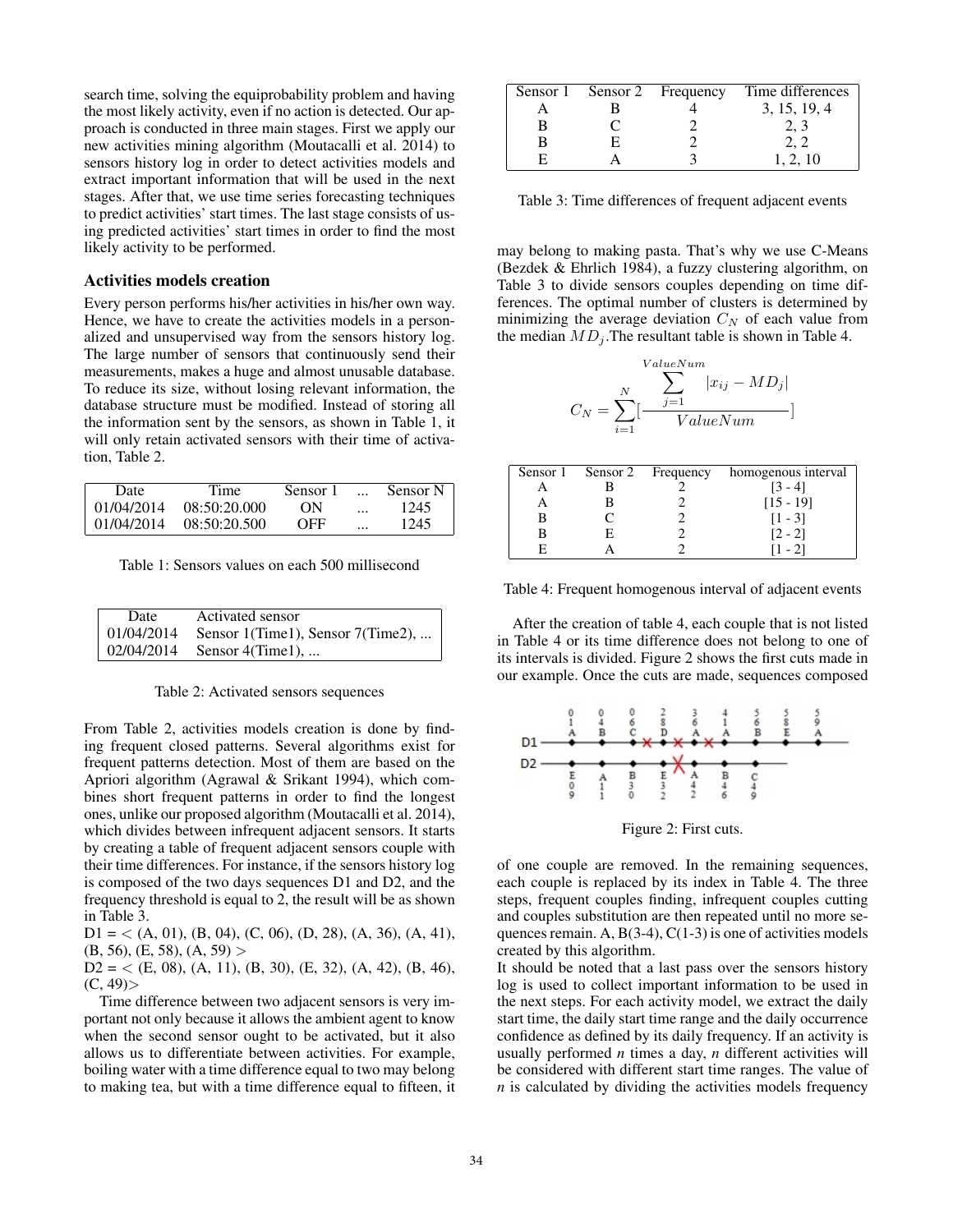search time, solving the equiprobability problem and having the most likely activity, even if no action is detected. Our approach is conducted in three main stages. First we apply our new activities mining algorithm (Moutacalli et al. 2014) to sensors history log in order to detect activities models and extract important information that will be used in the next stages. After that, we use time series forecasting techniques to predict activities' start times. The last stage consists of using predicted activities' start times in order to find the most likely activity to be performed.

## Activities models creation

Every person performs his/her activities in his/her own way. Hence, we have to create the activities models in a personalized and unsupervised way from the sensors history log. The large number of sensors that continuously send their measurements, makes a huge and almost unusable database. To reduce its size, without losing relevant information, the database structure must be modified. Instead of storing all the information sent by the sensors, as shown in Table 1, it will only retain activated sensors with their time of activation, Table 2.

| Date | Time | Sensor 1 | ... | Sensor N |
|---|---|---|---|---|
| 01/04/2014 | 08:50:20.000 | ON | ... | 1245 |
| 01/04/2014 | 08:50:20.500 | OFF | ... | 1245 |

Table 1: Sensors values on each 500 millisecond

| Date | Activated sensor |
|---|---|
| 01/04/2014 | Sensor 1(Time1), Sensor 7(Time2), ... |
| 02/04/2014 | Sensor 4(Time1), ... |

Table 2: Activated sensors sequences

From Table 2, activities models creation is done by finding frequent closed patterns. Several algorithms exist for frequent patterns detection. Most of them are based on the Apriori algorithm (Agrawal & Srikant 1994), which combines short frequent patterns in order to find the longest ones, unlike our proposed algorithm (Moutacalli et al. 2014), which divides between infrequent adjacent sensors. It starts by creating a table of frequent adjacent sensors couple with their time differences. For instance, if the sensors history log is composed of the two days sequences D1 and D2, and the frequency threshold is equal to 2, the result will be as shown in Table 3.

D1 = < (A, 01), (B, 04), (C, 06), (D, 28), (A, 36), (A, 41), (B, 56), (E, 58), (A, 59) >

D2 = < (E, 08), (A, 11), (B, 30), (E, 32), (A, 42), (B, 46), (C, 49)>

Time difference between two adjacent sensors is very important not only because it allows the ambient agent to know when the second sensor ought to be activated, but it also allows us to differentiate between activities. For example, boiling water with a time difference equal to two may belong to making tea, but with a time difference equal to fifteen, it may belong to making pasta. That's why we use C-Means (Bezdek & Ehrlich 1984), a fuzzy clustering algorithm, on Table 3 to divide sensors couples depending on time differences. The optimal number of clusters is determined by minimizing the average deviation $C_N$ of each value from the median $MD_j$.The resultant table is shown in Table 4.

| Sensor 1 | Sensor 2 | Frequency | Time differences |
|---|---|---|---|
| A | B | 4 | 3, 15, 19, 4 |
| B | C | 2 | 2, 3 |
| B | E | 2 | 2, 2 |
| E | A | 3 | 1, 2, 10 |

Table 3: Time differences of frequent adjacent events

$$C_N = \sum_{i=1}^{N} \left[ \frac{\sum_{j=1}^{ValueNum} |x_{ij} - MD_j|}{ValueNum} \right]$$

| Sensor 1 | Sensor 2 | Frequency | homogenous interval |
|---|---|---|---|
| A | B | 2 | [3 - 4] |
| A | B | 2 | [15 - 19] |
| B | C | 2 | [1 - 3] |
| B | E | 2 | [2 - 2] |
| E | A | 2 | [1 - 2] |

Table 4: Frequent homogenous interval of adjacent events

After the creation of table 4, each couple that is not listed in Table 4 or its time difference does not belong to one of its intervals is divided. Figure 2 shows the first cuts made in our example. Once the cuts are made, sequences composed of one couple are removed. In the remaining sequences, each couple is replaced by its index in Table 4. The three steps, frequent couples finding, infrequent couples cutting and couples substitution are then repeated until no more sequences remain. A, B(3-4), C(1-3) is one of activities models created by this algorithm.

D1
01 A, 04 B, 06 C, 28 D, 36 A, 41 A, 56 B, 58 E, 59 A

D2
09 E, 11 A, 30 B, 32 E, 42 A, 46 B, 49 C

Figure 2: First cuts.

It should be noted that a last pass over the sensors history log is used to collect important information to be used in the next steps. For each activity model, we extract the daily start time, the daily start time range and the daily occurrence confidence as defined by its daily frequency. If an activity is usually performed *n* times a day, *n* different activities will be considered with different start time ranges. The value of *n* is calculated by dividing the activities models frequency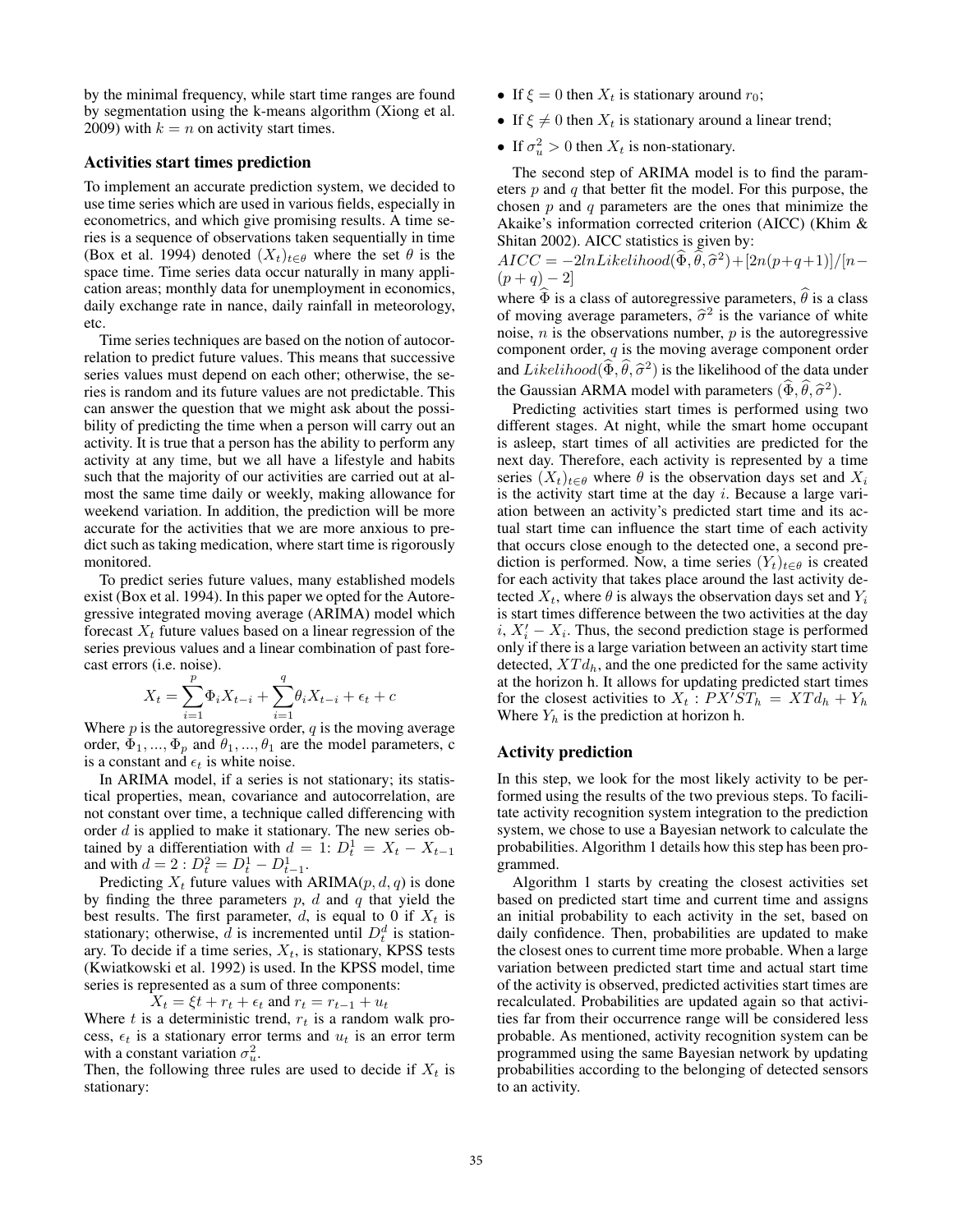by the minimal frequency, while start time ranges are found by segmentation using the k-means algorithm (Xiong et al. 2009) with $k = n$ on activity start times.

### Activities start times prediction

To implement an accurate prediction system, we decided to use time series which are used in various fields, especially in econometrics, and which give promising results. A time series is a sequence of observations taken sequentially in time (Box et al. 1994) denoted $(X_t)_{t \in \theta}$ where the set $\theta$ is the space time. Time series data occur naturally in many application areas; monthly data for unemployment in economics, daily exchange rate in nance, daily rainfall in meteorology, etc.

Time series techniques are based on the notion of autocorrelation to predict future values. This means that successive series values must depend on each other; otherwise, the series is random and its future values are not predictable. This can answer the question that we might ask about the possibility of predicting the time when a person will carry out an activity. It is true that a person has the ability to perform any activity at any time, but we all have a lifestyle and habits such that the majority of our activities are carried out at almost the same time daily or weekly, making allowance for weekend variation. In addition, the prediction will be more accurate for the activities that we are more anxious to predict such as taking medication, where start time is rigorously monitored.

To predict series future values, many established models exist (Box et al. 1994). In this paper we opted for the Autoregressive integrated moving average (ARIMA) model which forecast $X_t$ future values based on a linear regression of the series previous values and a linear combination of past forecast errors (i.e. noise).

$$X_t = \sum_{i=1}^{p} \Phi_i X_{t-i} + \sum_{i=1}^{q} \theta_i X_{t-i} + \epsilon_t + c$$

Where $p$ is the autoregressive order, $q$ is the moving average order, $\Phi_1, ..., \Phi_p$ and $\theta_1, ..., \theta_1$ are the model parameters, c is a constant and $\epsilon_t$ is white noise.

In ARIMA model, if a series is not stationary; its statistical properties, mean, covariance and autocorrelation, are not constant over time, a technique called differencing with order $d$ is applied to make it stationary. The new series obtained by a differentiation with $d = 1$: $D_t^1 = X_t - X_{t-1}$ and with $d = 2$ : $D_t^2 = D_t^1 - D_{t-1}^1$.

Predicting $X_t$ future values with ARIMA$(p, d, q)$ is done by finding the three parameters $p$, $d$ and $q$ that yield the best results. The first parameter, $d$, is equal to 0 if $X_t$ is stationary; otherwise, $d$ is incremented until $D_t^d$ is stationary. To decide if a time series, $X_t$, is stationary, KPSS tests (Kwiatkowski et al. 1992) is used. In the KPSS model, time series is represented as a sum of three components:

$$X_t = \xi t + r_t + \epsilon_t \text{ and } r_t = r_{t-1} + u_t$$

Where $t$ is a deterministic trend, $r_t$ is a random walk process, $\epsilon_t$ is a stationary error terms and $u_t$ is an error term with a constant variation $\sigma_u^2$.

Then, the following three rules are used to decide if $X_t$ is stationary:

- If $\xi = 0$ then $X_t$ is stationary around $r_0$;
- If $\xi \neq 0$ then $X_t$ is stationary around a linear trend;
- If $\sigma_u^2 > 0$ then $X_t$ is non-stationary.

The second step of ARIMA model is to find the parameters $p$ and $q$ that better fit the model. For this purpose, the chosen $p$ and $q$ parameters are the ones that minimize the Akaike's information corrected criterion (AICC) (Khim & Shitan 2002). AICC statistics is given by:

$AICC = -2lnLikelihood(\widehat{\Phi}, \widehat{\theta}, \widehat{\sigma}^2) + [2n(p+q+1)]/[n-(p+q)-2]$

where $\widehat{\Phi}$ is a class of autoregressive parameters, $\widehat{\theta}$ is a class of moving average parameters, $\widehat{\sigma}^2$ is the variance of white noise, $n$ is the observations number, $p$ is the autoregressive component order, $q$ is the moving average component order and $Likelihood(\widehat{\Phi}, \widehat{\theta}, \widehat{\sigma}^2)$ is the likelihood of the data under the Gaussian ARMA model with parameters $(\widehat{\Phi}, \widehat{\theta}, \widehat{\sigma}^2)$.

Predicting activities start times is performed using two different stages. At night, while the smart home occupant is asleep, start times of all activities are predicted for the next day. Therefore, each activity is represented by a time series $(X_t)_{t \in \theta}$ where $\theta$ is the observation days set and $X_i$ is the activity start time at the day $i$. Because a large variation between an activity's predicted start time and its actual start time can influence the start time of each activity that occurs close enough to the detected one, a second prediction is performed. Now, a time series $(Y_t)_{t \in \theta}$ is created for each activity that takes place around the last activity detected $X_t$, where $\theta$ is always the observation days set and $Y_i$ is start times difference between the two activities at the day $i$, $X_i' - X_i$. Thus, the second prediction stage is performed only if there is a large variation between an activity start time detected, $XTd_h$, and the one predicted for the same activity at the horizon h. It allows for updating predicted start times for the closest activities to $X_t$ : $PX'ST_h = XTd_h + Y_h$ Where $Y_h$ is the prediction at horizon h.

### Activity prediction

In this step, we look for the most likely activity to be performed using the results of the two previous steps. To facilitate activity recognition system integration to the prediction system, we chose to use a Bayesian network to calculate the probabilities. Algorithm 1 details how this step has been programmed.

Algorithm 1 starts by creating the closest activities set based on predicted start time and current time and assigns an initial probability to each activity in the set, based on daily confidence. Then, probabilities are updated to make the closest ones to current time more probable. When a large variation between predicted start time and actual start time of the activity is observed, predicted activities start times are recalculated. Probabilities are updated again so that activities far from their occurrence range will be considered less probable. As mentioned, activity recognition system can be programmed using the same Bayesian network by updating probabilities according to the belonging of detected sensors to an activity.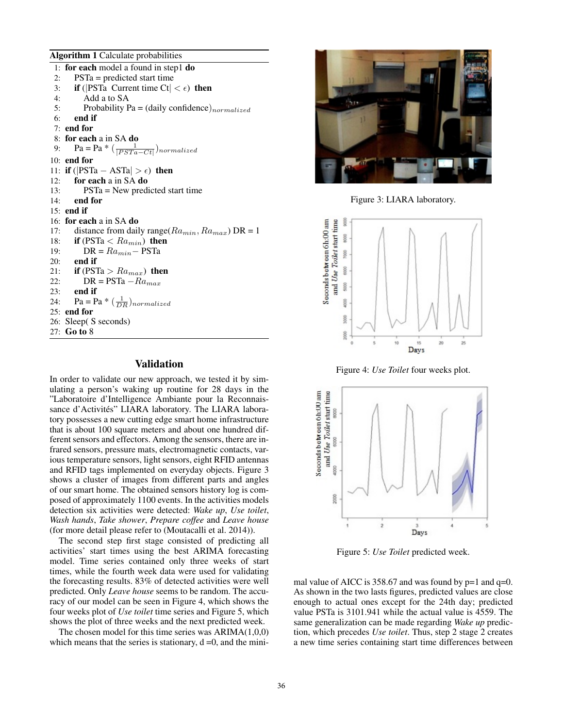**Algorithm 1** Calculate probabilities

```
1: for each model a found in step1 do
2:     PSTa = predicted start time
3:     if (|PSTa  Current time Ct| < ε) then
4:         Add a to SA
5:         Probability Pa = (daily confidence)_normalized
6:     end if
7: end for
8: for each a in SA do
9:     Pa = Pa * (1/|PSTa−Ct|)_normalized
10: end for
11: if (|PSTa − ASTa| > ε) then
12:     for each a in SA do
13:         PSTa = New predicted start time
14:     end for
15: end if
16: for each a in SA do
17:     distance from daily range(Ra_min, Ra_max) DR = 1
18:     if (PSTa < Ra_min) then
19:         DR = Ra_min− PSTa
20:     end if
21:     if (PSTa > Ra_max) then
22:         DR = PSTa −Ra_max
23:     end if
24:     Pa = Pa * (1/DR)_normalized
25: end for
26: Sleep( S seconds)
27: Go to 8
```

## Validation

In order to validate our new approach, we tested it by simulating a person's waking up routine for 28 days in the "Laboratoire d'Intelligence Ambiante pour la Reconnaissance d'Activités" LIARA laboratory. The LIARA laboratory possesses a new cutting edge smart home infrastructure that is about 100 square meters and about one hundred different sensors and effectors. Among the sensors, there are infrared sensors, pressure mats, electromagnetic contacts, various temperature sensors, light sensors, eight RFID antennas and RFID tags implemented on everyday objects. Figure 3 shows a cluster of images from different parts and angles of our smart home. The obtained sensors history log is composed of approximately 1100 events. In the activities models detection six activities were detected: *Wake up*, *Use toilet*, *Wash hands*, *Take shower*, *Prepare coffee* and *Leave house* (for more detail please refer to (Moutacalli et al. 2014)).

The second step first stage consisted of predicting all activities' start times using the best ARIMA forecasting model. Time series contained only three weeks of start times, while the fourth week data were used for validating the forecasting results. 83% of detected activities were well predicted. Only *Leave house* seems to be random. The accuracy of our model can be seen in Figure 4, which shows the four weeks plot of *Use toilet* time series and Figure 5, which shows the plot of three weeks and the next predicted week.

The chosen model for this time series was ARIMA(1,0,0) which means that the series is stationary, d =0, and the minimal value of AICC is 358.67 and was found by p=1 and q=0. As shown in the two lasts figures, predicted values are close enough to actual ones except for the 24th day; predicted value PSTa is 3101.941 while the actual value is 4559. The same generalization can be made regarding *Wake up* prediction, which precedes *Use toilet*. Thus, step 2 stage 2 creates a new time series containing start time differences between

Figure 3: LIARA laboratory.

Figure 4: *Use Toilet* four weeks plot.

Figure 5: *Use Toilet* predicted week.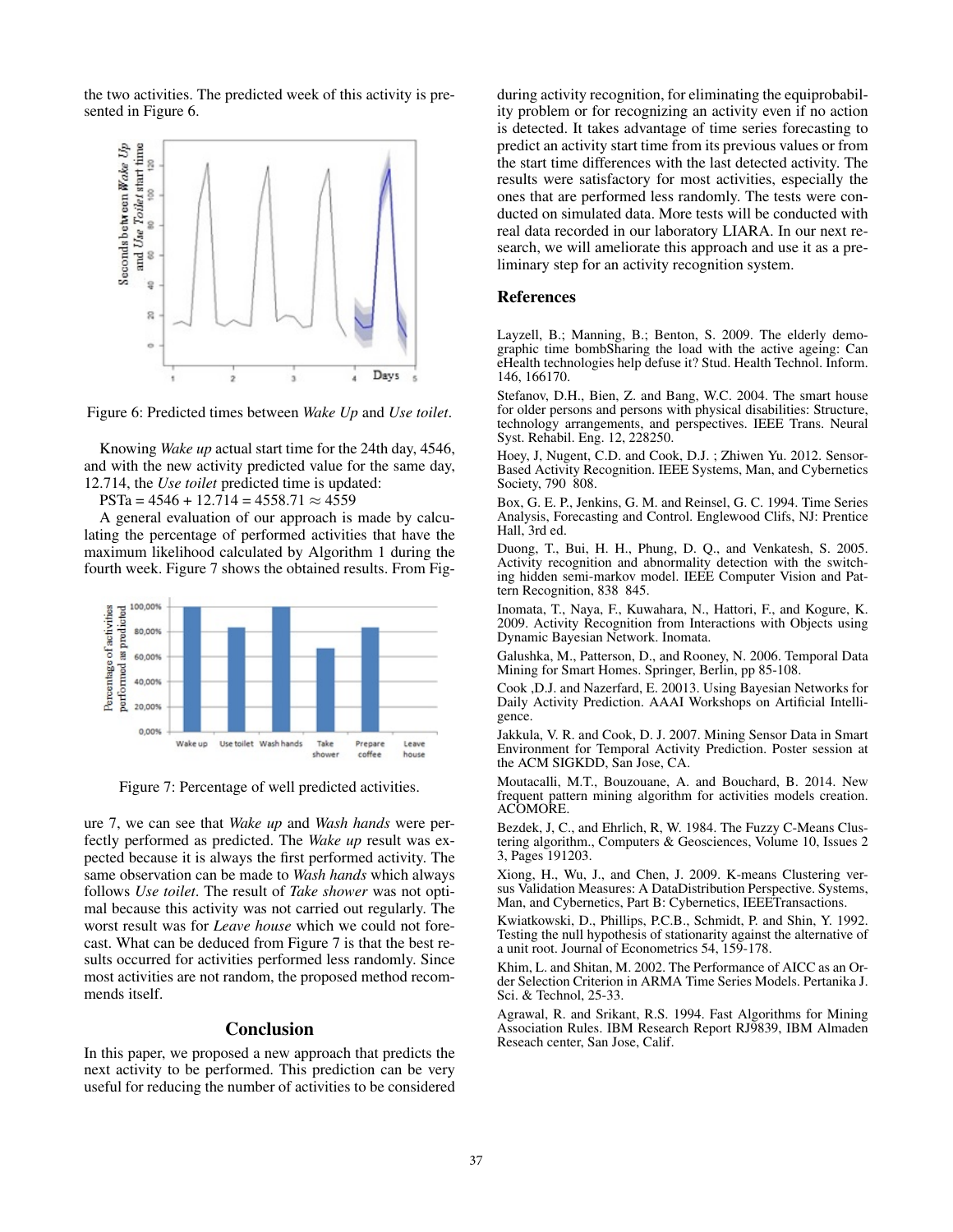the two activities. The predicted week of this activity is presented in Figure 6.

Seconds between *Wake Up* and *Use Toilet* start time

0
20
40
60
80
100
120

1
2
3
4
5
Days

Figure 6: Predicted times between *Wake Up* and *Use toilet*.

Knowing *Wake up* actual start time for the 24th day, 4546, and with the new activity predicted value for the same day, 12.714, the *Use toilet* predicted time is updated:

PSTa = 4546 + 12.714 = 4558.71 ≈ 4559

A general evaluation of our approach is made by calculating the percentage of performed activities that have the maximum likelihood calculated by Algorithm 1 during the fourth week. Figure 7 shows the obtained results. From Figure 7, we can see that *Wake up* and *Wash hands* were perfectly performed as predicted. The *Wake up* result was expected because it is always the first performed activity. The same observation can be made to *Wash hands* which always follows *Use toilet*. The result of *Take shower* was not optimal because this activity was not carried out regularly. The worst result was for *Leave house* which we could not forecast. What can be deduced from Figure 7 is that the best results occurred for activities performed less randomly. Since most activities are not random, the proposed method recommends itself.

Percentage of activities performed as predicted

0,00%
20,00%
40,00%
60,00%
80,00%
100,00%

Wake up
Use toilet
Wash hands
Take shower
Prepare coffee
Leave house

Figure 7: Percentage of well predicted activities.

## Conclusion

In this paper, we proposed a new approach that predicts the next activity to be performed. This prediction can be very useful for reducing the number of activities to be considered during activity recognition, for eliminating the equiprobability problem or for recognizing an activity even if no action is detected. It takes advantage of time series forecasting to predict an activity start time from its previous values or from the start time differences with the last detected activity. The results were satisfactory for most activities, especially the ones that are performed less randomly. The tests were conducted on simulated data. More tests will be conducted with real data recorded in our laboratory LIARA. In our next research, we will ameliorate this approach and use it as a preliminary step for an activity recognition system.

## References

Layzell, B.; Manning, B.; Benton, S. 2009. The elderly demographic time bombSharing the load with the active ageing: Can eHealth technologies help defuse it? Stud. Health Technol. Inform. 146, 166170.

Stefanov, D.H., Bien, Z. and Bang, W.C. 2004. The smart house for older persons and persons with physical disabilities: Structure, technology arrangements, and perspectives. IEEE Trans. Neural Syst. Rehabil. Eng. 12, 228250.

Hoey, J, Nugent, C.D. and Cook, D.J. ; Zhiwen Yu. 2012. Sensor-Based Activity Recognition. IEEE Systems, Man, and Cybernetics Society, 790 808.

Box, G. E. P., Jenkins, G. M. and Reinsel, G. C. 1994. Time Series Analysis, Forecasting and Control. Englewood Clifs, NJ: Prentice Hall, 3rd ed.

Duong, T., Bui, H. H., Phung, D. Q., and Venkatesh, S. 2005. Activity recognition and abnormality detection with the switching hidden semi-markov model. IEEE Computer Vision and Pattern Recognition, 838 845.

Inomata, T., Naya, F., Kuwahara, N., Hattori, F., and Kogure, K. 2009. Activity Recognition from Interactions with Objects using Dynamic Bayesian Network. Inomata.

Galushka, M., Patterson, D., and Rooney, N. 2006. Temporal Data Mining for Smart Homes. Springer, Berlin, pp 85-108.

Cook ,D.J. and Nazerfard, E. 20013. Using Bayesian Networks for Daily Activity Prediction. AAAI Workshops on Artificial Intelligence.

Jakkula, V. R. and Cook, D. J. 2007. Mining Sensor Data in Smart Environment for Temporal Activity Prediction. Poster session at the ACM SIGKDD, San Jose, CA.

Moutacalli, M.T., Bouzouane, A. and Bouchard, B. 2014. New frequent pattern mining algorithm for activities models creation. ACOMORE.

Bezdek, J, C., and Ehrlich, R, W. 1984. The Fuzzy C-Means Clustering algorithm., Computers & Geosciences, Volume 10, Issues 2 3, Pages 191203.

Xiong, H., Wu, J., and Chen, J. 2009. K-means Clustering versus Validation Measures: A DataDistribution Perspective. Systems, Man, and Cybernetics, Part B: Cybernetics, IEEETransactions.

Kwiatkowski, D., Phillips, P.C.B., Schmidt, P. and Shin, Y. 1992. Testing the null hypothesis of stationarity against the alternative of a unit root. Journal of Econometrics 54, 159-178.

Khim, L. and Shitan, M. 2002. The Performance of AICC as an Order Selection Criterion in ARMA Time Series Models. Pertanika J. Sci. & Technol, 25-33.

Agrawal, R. and Srikant, R.S. 1994. Fast Algorithms for Mining Association Rules. IBM Research Report RJ9839, IBM Almaden Reseach center, San Jose, Calif.